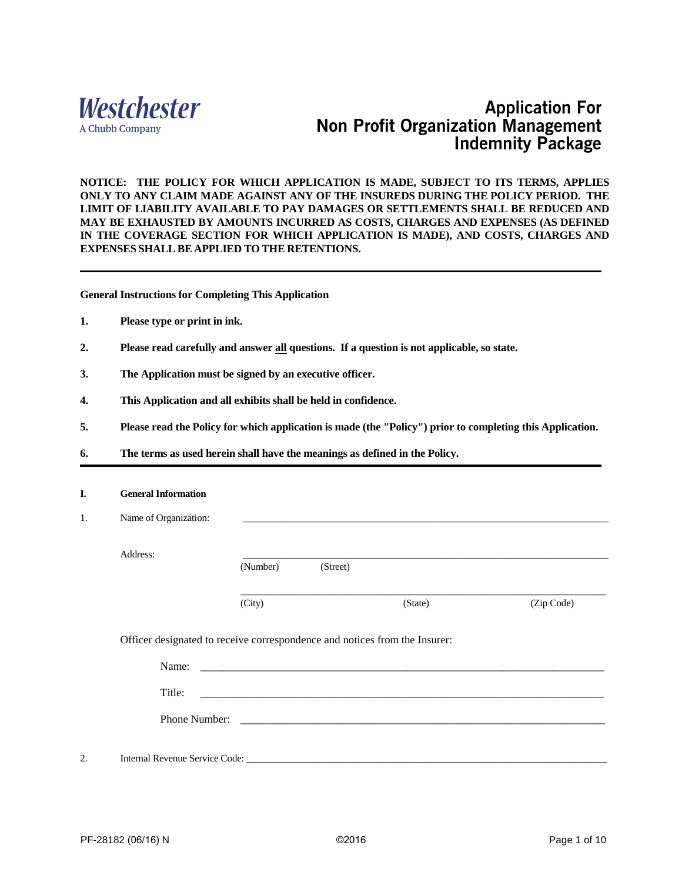Westchester
A Chubb Company

# Application For Non Profit Organization Management Indemnity Package

**NOTICE: THE POLICY FOR WHICH APPLICATION IS MADE, SUBJECT TO ITS TERMS, APPLIES ONLY TO ANY CLAIM MADE AGAINST ANY OF THE INSUREDS DURING THE POLICY PERIOD. THE LIMIT OF LIABILITY AVAILABLE TO PAY DAMAGES OR SETTLEMENTS SHALL BE REDUCED AND MAY BE EXHAUSTED BY AMOUNTS INCURRED AS COSTS, CHARGES AND EXPENSES (AS DEFINED IN THE COVERAGE SECTION FOR WHICH APPLICATION IS MADE), AND COSTS, CHARGES AND EXPENSES SHALL BE APPLIED TO THE RETENTIONS.**

---

**General Instructions for Completing This Application**

1. **Please type or print in ink.**
2. **Please read carefully and answer <u>all</u> questions. If a question is not applicable, so state.**
3. **The Application must be signed by an executive officer.**
4. **This Application and all exhibits shall be held in confidence.**
5. **Please read the Policy for which application is made (the "Policy") prior to completing this Application.**
6. **The terms as used herein shall have the meanings as defined in the Policy.**

---

## I. General Information

1. Name of Organization: ______________________________

   Address: ______________________________
   (Number) (Street)

   ______________________________
   (City) (State) (Zip Code)

   Officer designated to receive correspondence and notices from the Insurer:

   Name: ______________________________

   Title: ______________________________

   Phone Number: ______________________________

2. Internal Revenue Service Code: ______________________________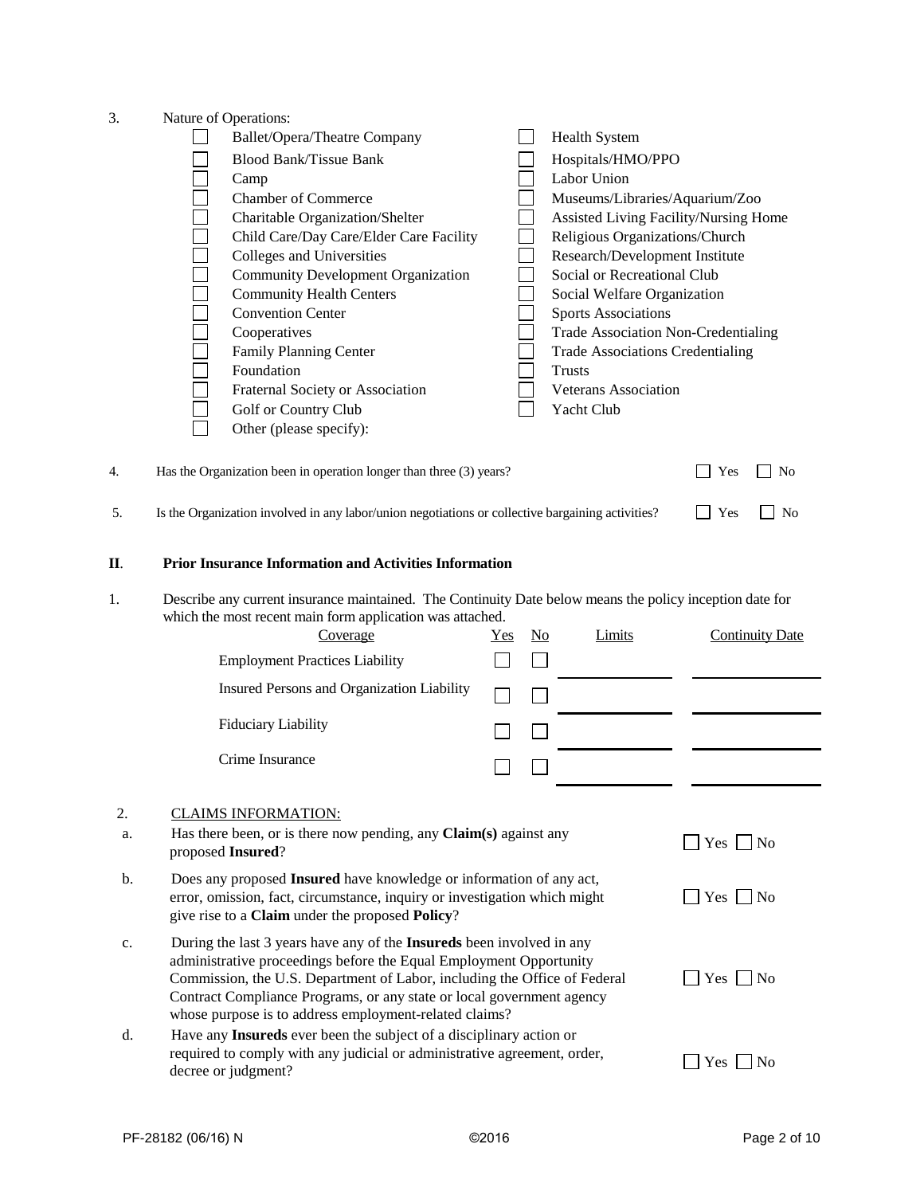3. Nature of Operations:

- ☐ Ballet/Opera/Theatre Company
- ☐ Blood Bank/Tissue Bank
- ☐ Camp
- ☐ Chamber of Commerce
- ☐ Charitable Organization/Shelter
- ☐ Child Care/Day Care/Elder Care Facility
- ☐ Colleges and Universities
- ☐ Community Development Organization
- ☐ Community Health Centers
- ☐ Convention Center
- ☐ Cooperatives
- ☐ Family Planning Center
- ☐ Foundation
- ☐ Fraternal Society or Association
- ☐ Golf or Country Club
- ☐ Other (please specify):
- ☐ Health System
- ☐ Hospitals/HMO/PPO
- ☐ Labor Union
- ☐ Museums/Libraries/Aquarium/Zoo
- ☐ Assisted Living Facility/Nursing Home
- ☐ Religious Organizations/Church
- ☐ Research/Development Institute
- ☐ Social or Recreational Club
- ☐ Social Welfare Organization
- ☐ Sports Associations
- ☐ Trade Association Non-Credentialing
- ☐ Trade Associations Credentialing
- ☐ Trusts
- ☐ Veterans Association
- ☐ Yacht Club

4. Has the Organization been in operation longer than three (3) years? ☐ Yes ☐ No

5. Is the Organization involved in any labor/union negotiations or collective bargaining activities? ☐ Yes ☐ No

## II. Prior Insurance Information and Activities Information

1. Describe any current insurance maintained. The Continuity Date below means the policy inception date for which the most recent main form application was attached.

| Coverage | Yes | No | Limits | Continuity Date |
|---|---|---|---|---|
| Employment Practices Liability | ☐ | ☐ | | |
| Insured Persons and Organization Liability | ☐ | ☐ | | |
| Fiduciary Liability | ☐ | ☐ | | |
| Crime Insurance | ☐ | ☐ | | |

2. CLAIMS INFORMATION:

a. Has there been, or is there now pending, any **Claim(s)** against any proposed **Insured**? ☐ Yes ☐ No

b. Does any proposed **Insured** have knowledge or information of any act, error, omission, fact, circumstance, inquiry or investigation which might give rise to a **Claim** under the proposed **Policy**? ☐ Yes ☐ No

c. During the last 3 years have any of the **Insureds** been involved in any administrative proceedings before the Equal Employment Opportunity Commission, the U.S. Department of Labor, including the Office of Federal Contract Compliance Programs, or any state or local government agency whose purpose is to address employment-related claims? ☐ Yes ☐ No

d. Have any **Insureds** ever been the subject of a disciplinary action or required to comply with any judicial or administrative agreement, order, decree or judgment? ☐ Yes ☐ No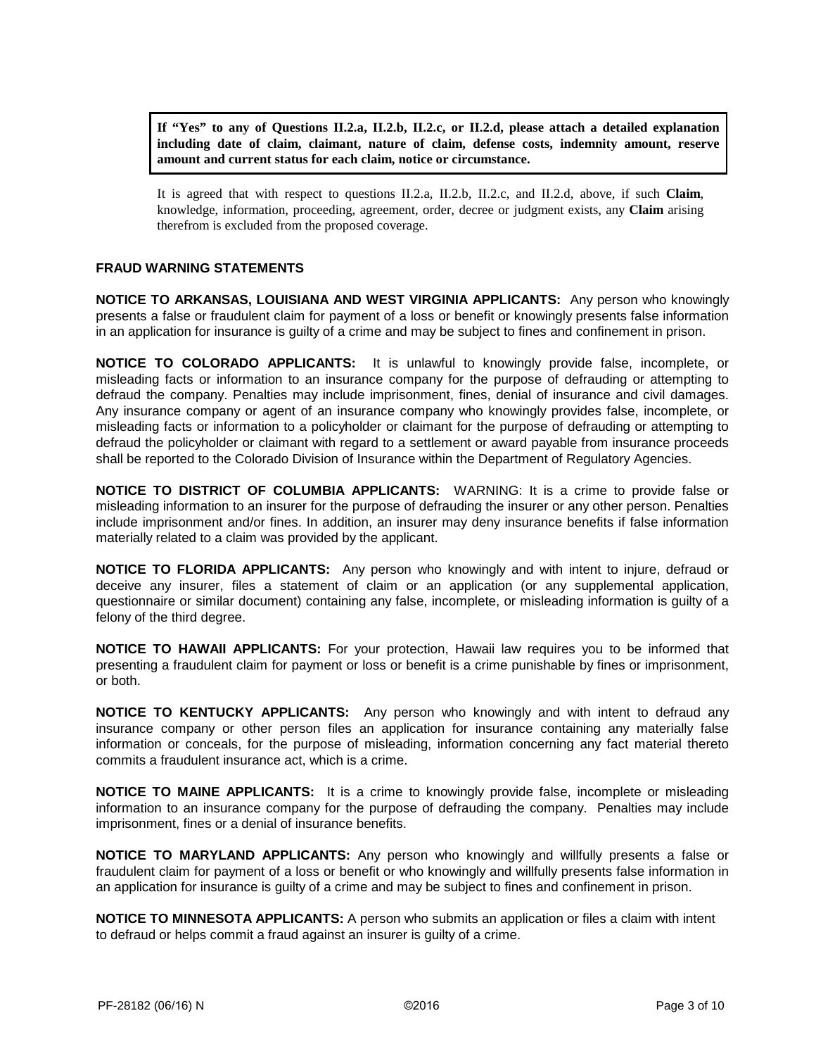**If "Yes" to any of Questions II.2.a, II.2.b, II.2.c, or II.2.d, please attach a detailed explanation including date of claim, claimant, nature of claim, defense costs, indemnity amount, reserve amount and current status for each claim, notice or circumstance.**

It is agreed that with respect to questions II.2.a, II.2.b, II.2.c, and II.2.d, above, if such **Claim**, knowledge, information, proceeding, agreement, order, decree or judgment exists, any **Claim** arising therefrom is excluded from the proposed coverage.

**FRAUD WARNING STATEMENTS**

**NOTICE TO ARKANSAS, LOUISIANA AND WEST VIRGINIA APPLICANTS:** Any person who knowingly presents a false or fraudulent claim for payment of a loss or benefit or knowingly presents false information in an application for insurance is guilty of a crime and may be subject to fines and confinement in prison.

**NOTICE TO COLORADO APPLICANTS:** It is unlawful to knowingly provide false, incomplete, or misleading facts or information to an insurance company for the purpose of defrauding or attempting to defraud the company. Penalties may include imprisonment, fines, denial of insurance and civil damages. Any insurance company or agent of an insurance company who knowingly provides false, incomplete, or misleading facts or information to a policyholder or claimant for the purpose of defrauding or attempting to defraud the policyholder or claimant with regard to a settlement or award payable from insurance proceeds shall be reported to the Colorado Division of Insurance within the Department of Regulatory Agencies.

**NOTICE TO DISTRICT OF COLUMBIA APPLICANTS:** WARNING: It is a crime to provide false or misleading information to an insurer for the purpose of defrauding the insurer or any other person. Penalties include imprisonment and/or fines. In addition, an insurer may deny insurance benefits if false information materially related to a claim was provided by the applicant.

**NOTICE TO FLORIDA APPLICANTS:** Any person who knowingly and with intent to injure, defraud or deceive any insurer, files a statement of claim or an application (or any supplemental application, questionnaire or similar document) containing any false, incomplete, or misleading information is guilty of a felony of the third degree.

**NOTICE TO HAWAII APPLICANTS:** For your protection, Hawaii law requires you to be informed that presenting a fraudulent claim for payment or loss or benefit is a crime punishable by fines or imprisonment, or both.

**NOTICE TO KENTUCKY APPLICANTS:** Any person who knowingly and with intent to defraud any insurance company or other person files an application for insurance containing any materially false information or conceals, for the purpose of misleading, information concerning any fact material thereto commits a fraudulent insurance act, which is a crime.

**NOTICE TO MAINE APPLICANTS:** It is a crime to knowingly provide false, incomplete or misleading information to an insurance company for the purpose of defrauding the company. Penalties may include imprisonment, fines or a denial of insurance benefits.

**NOTICE TO MARYLAND APPLICANTS:** Any person who knowingly and willfully presents a false or fraudulent claim for payment of a loss or benefit or who knowingly and willfully presents false information in an application for insurance is guilty of a crime and may be subject to fines and confinement in prison.

**NOTICE TO MINNESOTA APPLICANTS:** A person who submits an application or files a claim with intent to defraud or helps commit a fraud against an insurer is guilty of a crime.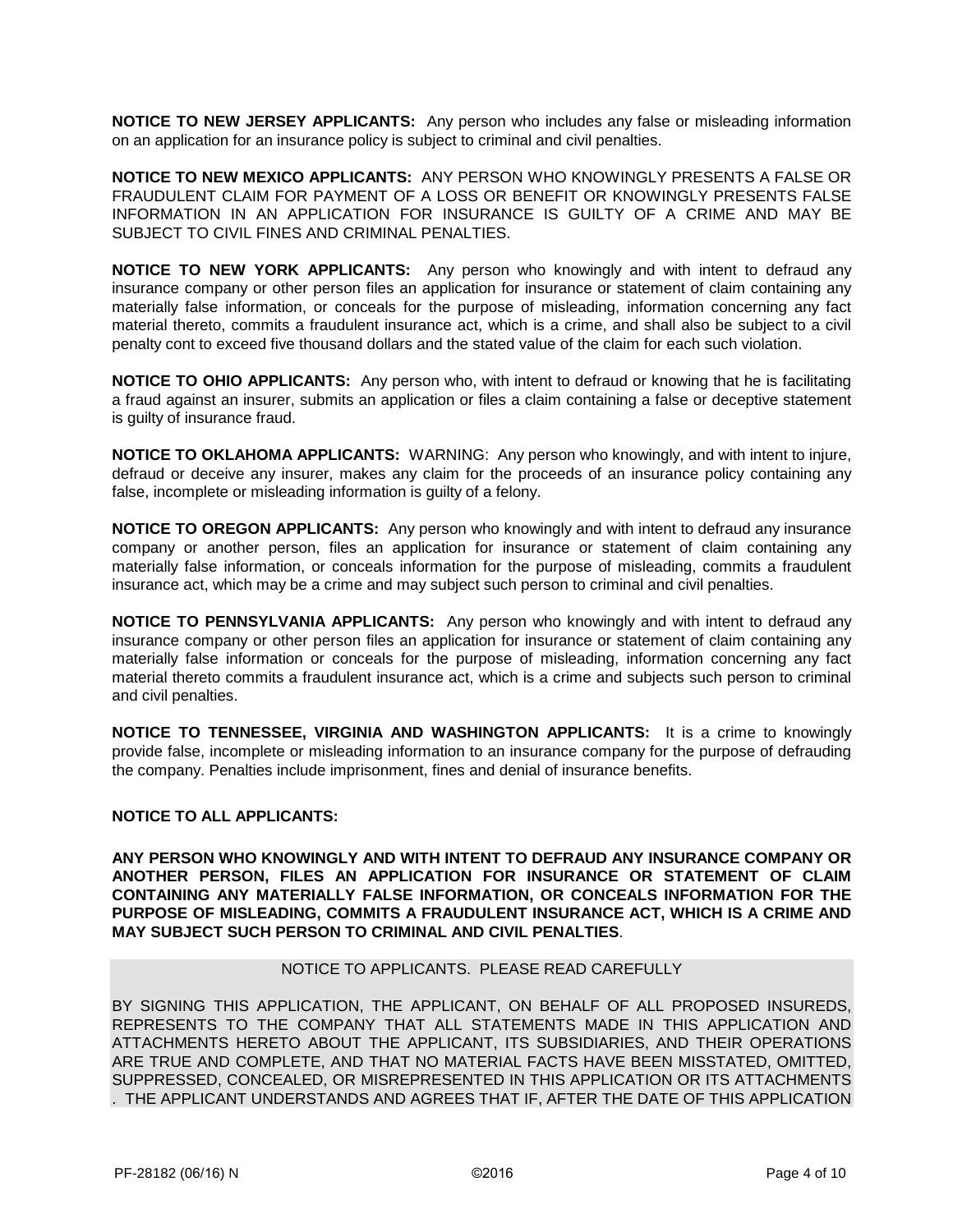**NOTICE TO NEW JERSEY APPLICANTS:** Any person who includes any false or misleading information on an application for an insurance policy is subject to criminal and civil penalties.

**NOTICE TO NEW MEXICO APPLICANTS:** ANY PERSON WHO KNOWINGLY PRESENTS A FALSE OR FRAUDULENT CLAIM FOR PAYMENT OF A LOSS OR BENEFIT OR KNOWINGLY PRESENTS FALSE INFORMATION IN AN APPLICATION FOR INSURANCE IS GUILTY OF A CRIME AND MAY BE SUBJECT TO CIVIL FINES AND CRIMINAL PENALTIES.

**NOTICE TO NEW YORK APPLICANTS:** Any person who knowingly and with intent to defraud any insurance company or other person files an application for insurance or statement of claim containing any materially false information, or conceals for the purpose of misleading, information concerning any fact material thereto, commits a fraudulent insurance act, which is a crime, and shall also be subject to a civil penalty cont to exceed five thousand dollars and the stated value of the claim for each such violation.

**NOTICE TO OHIO APPLICANTS:** Any person who, with intent to defraud or knowing that he is facilitating a fraud against an insurer, submits an application or files a claim containing a false or deceptive statement is guilty of insurance fraud.

**NOTICE TO OKLAHOMA APPLICANTS:** WARNING: Any person who knowingly, and with intent to injure, defraud or deceive any insurer, makes any claim for the proceeds of an insurance policy containing any false, incomplete or misleading information is guilty of a felony.

**NOTICE TO OREGON APPLICANTS:** Any person who knowingly and with intent to defraud any insurance company or another person, files an application for insurance or statement of claim containing any materially false information, or conceals information for the purpose of misleading, commits a fraudulent insurance act, which may be a crime and may subject such person to criminal and civil penalties.

**NOTICE TO PENNSYLVANIA APPLICANTS:** Any person who knowingly and with intent to defraud any insurance company or other person files an application for insurance or statement of claim containing any materially false information or conceals for the purpose of misleading, information concerning any fact material thereto commits a fraudulent insurance act, which is a crime and subjects such person to criminal and civil penalties.

**NOTICE TO TENNESSEE, VIRGINIA AND WASHINGTON APPLICANTS:** It is a crime to knowingly provide false, incomplete or misleading information to an insurance company for the purpose of defrauding the company. Penalties include imprisonment, fines and denial of insurance benefits.

**NOTICE TO ALL APPLICANTS:**

**ANY PERSON WHO KNOWINGLY AND WITH INTENT TO DEFRAUD ANY INSURANCE COMPANY OR ANOTHER PERSON, FILES AN APPLICATION FOR INSURANCE OR STATEMENT OF CLAIM CONTAINING ANY MATERIALLY FALSE INFORMATION, OR CONCEALS INFORMATION FOR THE PURPOSE OF MISLEADING, COMMITS A FRAUDULENT INSURANCE ACT, WHICH IS A CRIME AND MAY SUBJECT SUCH PERSON TO CRIMINAL AND CIVIL PENALTIES**.

NOTICE TO APPLICANTS. PLEASE READ CAREFULLY

BY SIGNING THIS APPLICATION, THE APPLICANT, ON BEHALF OF ALL PROPOSED INSUREDS, REPRESENTS TO THE COMPANY THAT ALL STATEMENTS MADE IN THIS APPLICATION AND ATTACHMENTS HERETO ABOUT THE APPLICANT, ITS SUBSIDIARIES, AND THEIR OPERATIONS ARE TRUE AND COMPLETE, AND THAT NO MATERIAL FACTS HAVE BEEN MISSTATED, OMITTED, SUPPRESSED, CONCEALED, OR MISREPRESENTED IN THIS APPLICATION OR ITS ATTACHMENTS . THE APPLICANT UNDERSTANDS AND AGREES THAT IF, AFTER THE DATE OF THIS APPLICATION

PF-28182 (06/16) N ©2016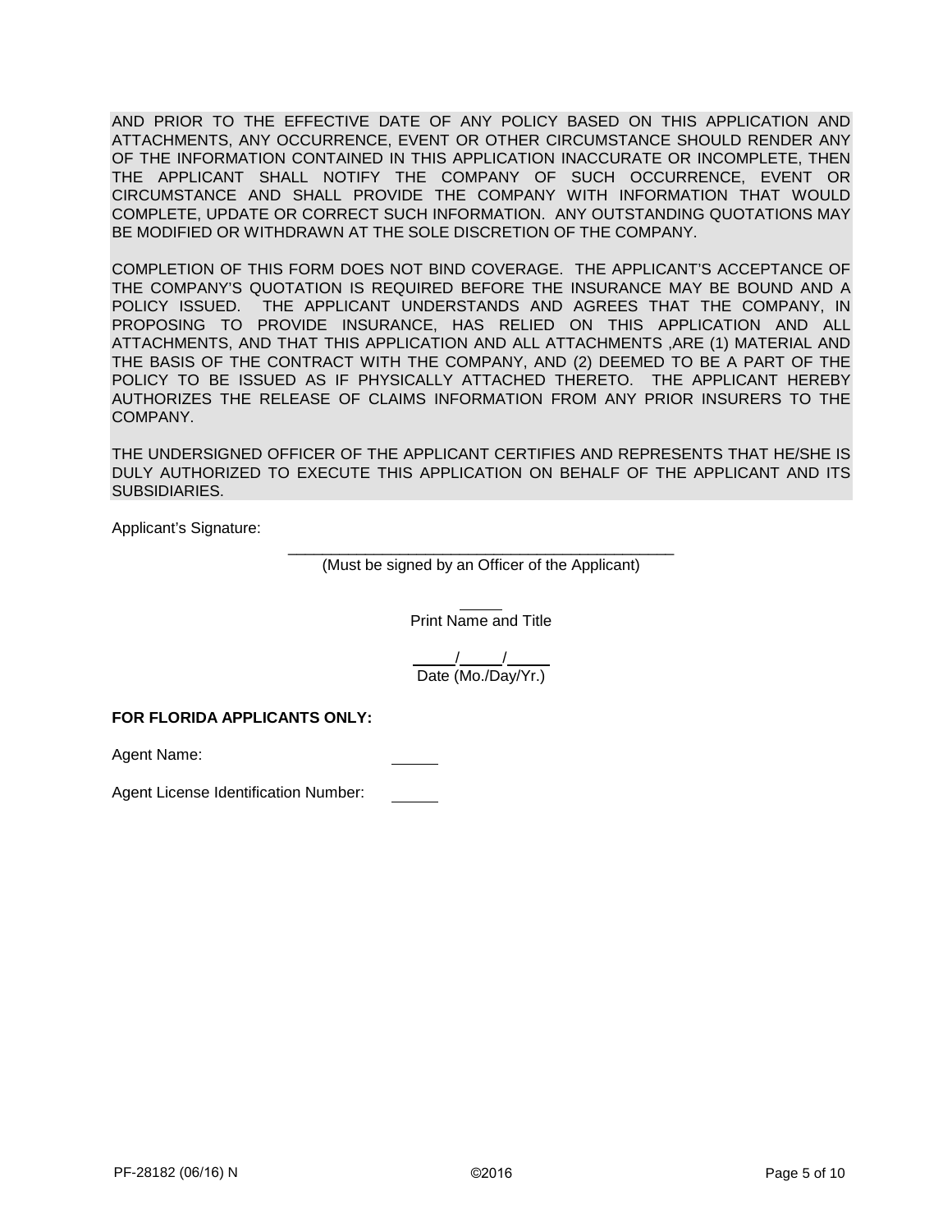AND PRIOR TO THE EFFECTIVE DATE OF ANY POLICY BASED ON THIS APPLICATION AND ATTACHMENTS, ANY OCCURRENCE, EVENT OR OTHER CIRCUMSTANCE SHOULD RENDER ANY OF THE INFORMATION CONTAINED IN THIS APPLICATION INACCURATE OR INCOMPLETE, THEN THE APPLICANT SHALL NOTIFY THE COMPANY OF SUCH OCCURRENCE, EVENT OR CIRCUMSTANCE AND SHALL PROVIDE THE COMPANY WITH INFORMATION THAT WOULD COMPLETE, UPDATE OR CORRECT SUCH INFORMATION. ANY OUTSTANDING QUOTATIONS MAY BE MODIFIED OR WITHDRAWN AT THE SOLE DISCRETION OF THE COMPANY.

COMPLETION OF THIS FORM DOES NOT BIND COVERAGE. THE APPLICANT'S ACCEPTANCE OF THE COMPANY'S QUOTATION IS REQUIRED BEFORE THE INSURANCE MAY BE BOUND AND A POLICY ISSUED. THE APPLICANT UNDERSTANDS AND AGREES THAT THE COMPANY, IN PROPOSING TO PROVIDE INSURANCE, HAS RELIED ON THIS APPLICATION AND ALL ATTACHMENTS, AND THAT THIS APPLICATION AND ALL ATTACHMENTS ,ARE (1) MATERIAL AND THE BASIS OF THE CONTRACT WITH THE COMPANY, AND (2) DEEMED TO BE A PART OF THE POLICY TO BE ISSUED AS IF PHYSICALLY ATTACHED THERETO. THE APPLICANT HEREBY AUTHORIZES THE RELEASE OF CLAIMS INFORMATION FROM ANY PRIOR INSURERS TO THE COMPANY.

THE UNDERSIGNED OFFICER OF THE APPLICANT CERTIFIES AND REPRESENTS THAT HE/SHE IS DULY AUTHORIZED TO EXECUTE THIS APPLICATION ON BEHALF OF THE APPLICANT AND ITS SUBSIDIARIES.

Applicant's Signature:

_______________________________________________
(Must be signed by an Officer of the Applicant)

_____
Print Name and Title

_____/_____/_____
Date (Mo./Day/Yr.)

**FOR FLORIDA APPLICANTS ONLY:**

Agent Name: _____

Agent License Identification Number: _____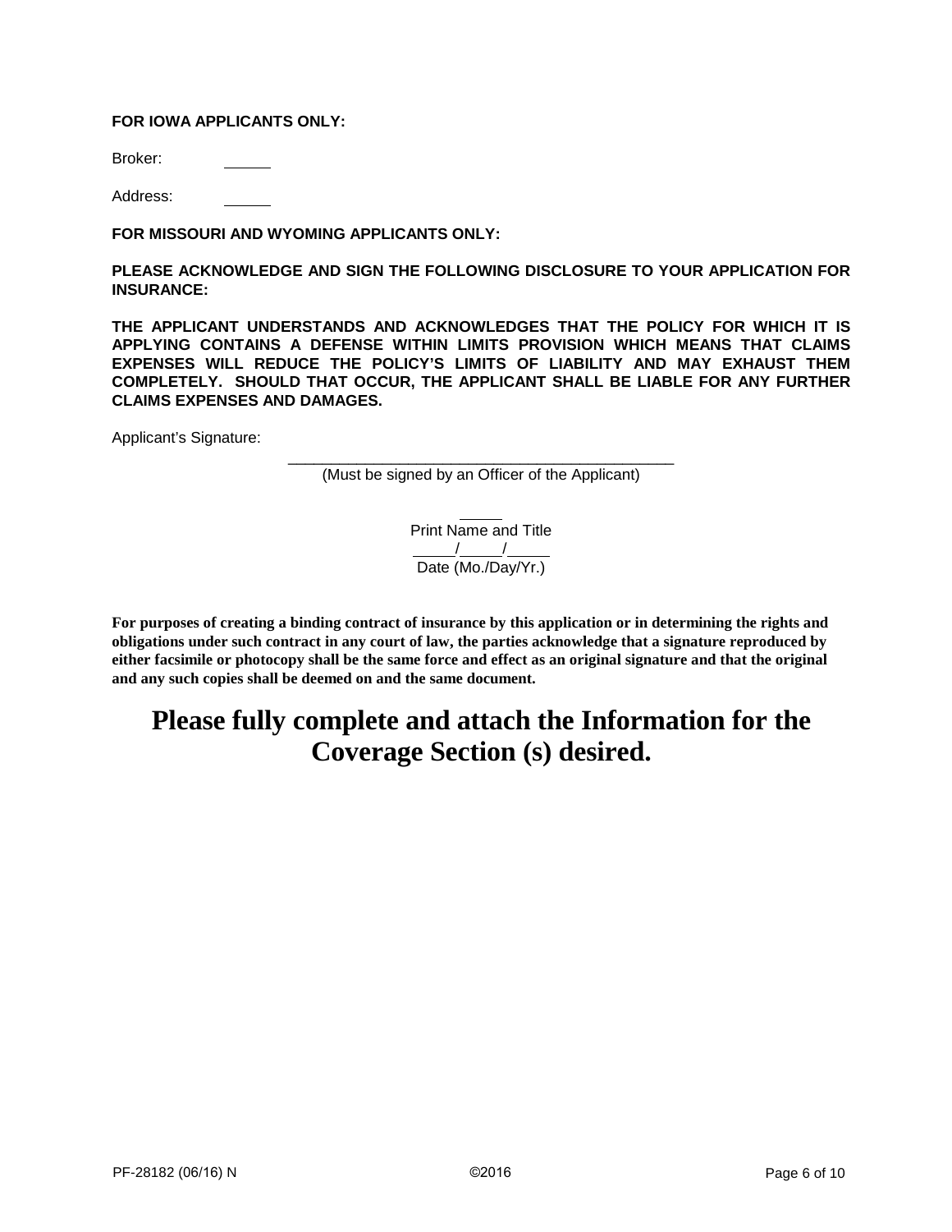**FOR IOWA APPLICANTS ONLY:**

Broker: \_\_\_\_\_

Address: \_\_\_\_\_

**FOR MISSOURI AND WYOMING APPLICANTS ONLY:**

**PLEASE ACKNOWLEDGE AND SIGN THE FOLLOWING DISCLOSURE TO YOUR APPLICATION FOR INSURANCE:**

**THE APPLICANT UNDERSTANDS AND ACKNOWLEDGES THAT THE POLICY FOR WHICH IT IS APPLYING CONTAINS A DEFENSE WITHIN LIMITS PROVISION WHICH MEANS THAT CLAIMS EXPENSES WILL REDUCE THE POLICY'S LIMITS OF LIABILITY AND MAY EXHAUST THEM COMPLETELY. SHOULD THAT OCCUR, THE APPLICANT SHALL BE LIABLE FOR ANY FURTHER CLAIMS EXPENSES AND DAMAGES.**

Applicant's Signature:

\_\_\_\_\_\_\_\_\_\_\_\_\_\_\_\_\_\_\_\_\_\_\_\_\_\_\_\_\_\_\_\_\_\_\_\_\_\_\_\_\_\_\_\_
(Must be signed by an Officer of the Applicant)

\_\_\_\_\_
Print Name and Title

\_\_\_\_\_/\_\_\_\_\_/\_\_\_\_\_
Date (Mo./Day/Yr.)

**For purposes of creating a binding contract of insurance by this application or in determining the rights and obligations under such contract in any court of law, the parties acknowledge that a signature reproduced by either facsimile or photocopy shall be the same force and effect as an original signature and that the original and any such copies shall be deemed on and the same document.**

# Please fully complete and attach the Information for the Coverage Section (s) desired.

PF-28182 (06/16) N ©2016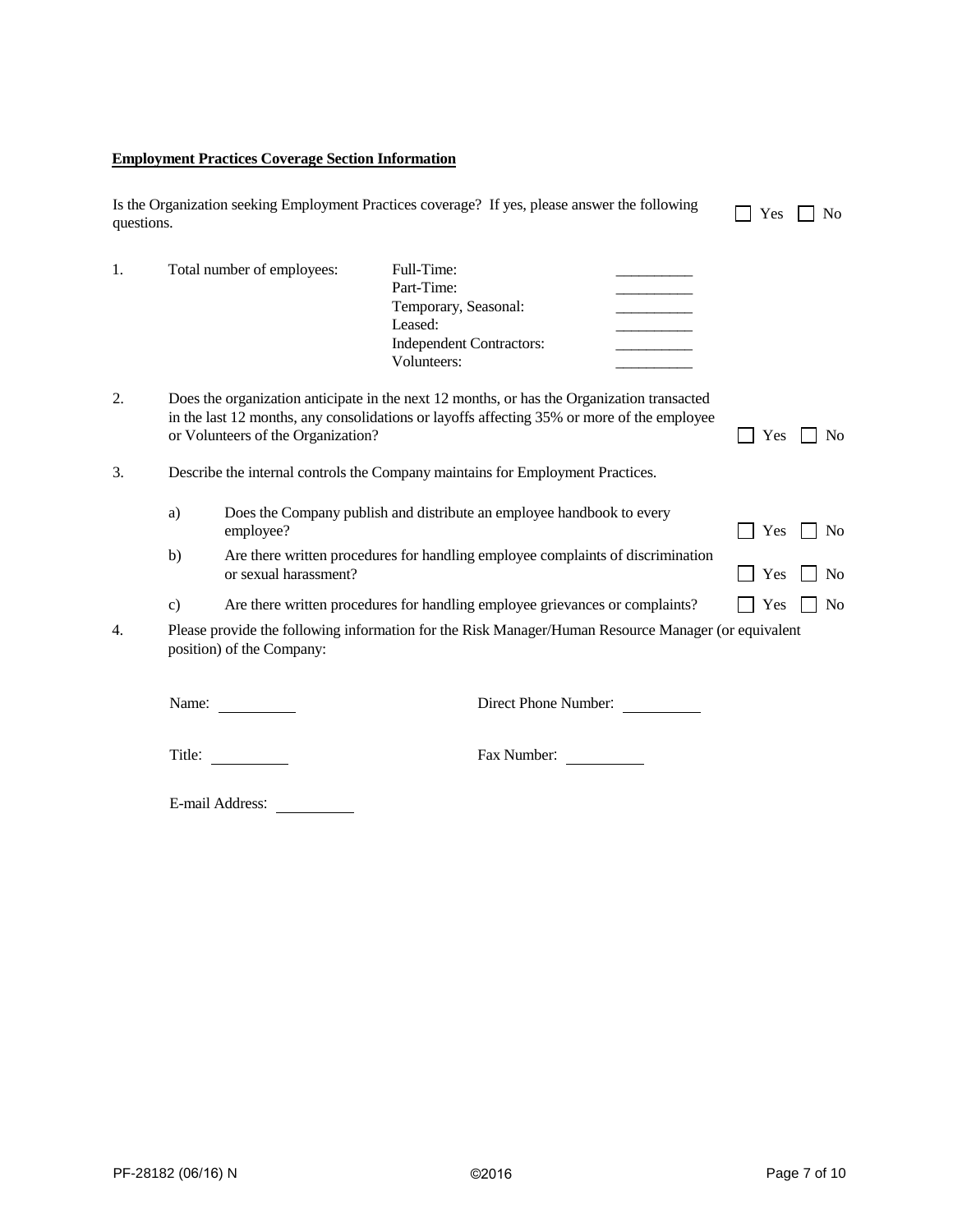**Employment Practices Coverage Section Information**

Is the Organization seeking Employment Practices coverage? If yes, please answer the following questions. ☐ Yes ☐ No

1. Total number of employees:

| | |
|---|---|
| Full-Time: | __________ |
| Part-Time: | __________ |
| Temporary, Seasonal: | __________ |
| Leased: | __________ |
| Independent Contractors: | __________ |
| Volunteers: | __________ |

2. Does the organization anticipate in the next 12 months, or has the Organization transacted in the last 12 months, any consolidations or layoffs affecting 35% or more of the employee or Volunteers of the Organization? ☐ Yes ☐ No

3. Describe the internal controls the Company maintains for Employment Practices.

   a) Does the Company publish and distribute an employee handbook to every employee? ☐ Yes ☐ No

   b) Are there written procedures for handling employee complaints of discrimination or sexual harassment? ☐ Yes ☐ No

   c) Are there written procedures for handling employee grievances or complaints? ☐ Yes ☐ No

4. Please provide the following information for the Risk Manager/Human Resource Manager (or equivalent position) of the Company:

   Name: __________ Direct Phone Number: __________

   Title: __________ Fax Number: __________

   E-mail Address: __________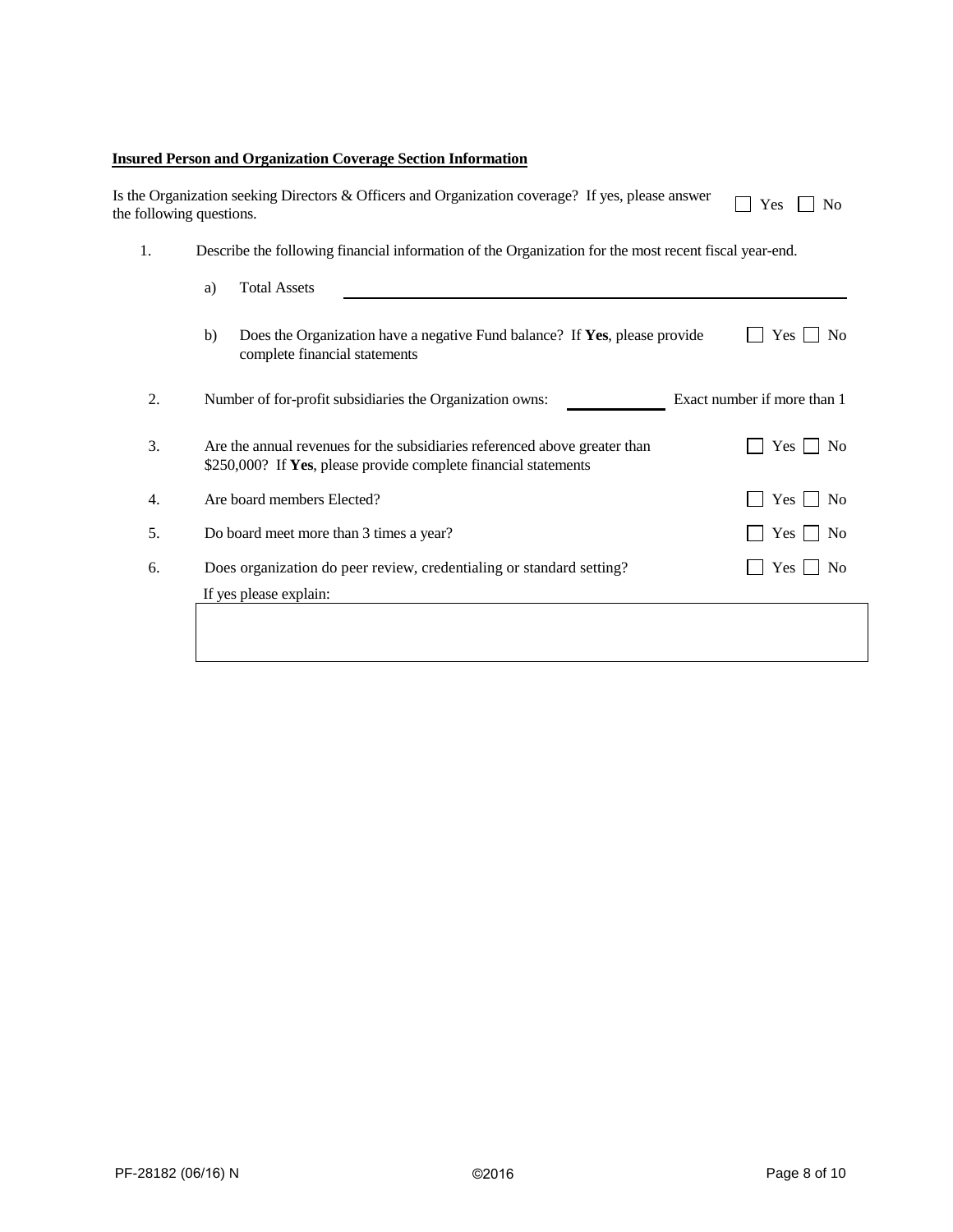**Insured Person and Organization Coverage Section Information**

Is the Organization seeking Directors & Officers and Organization coverage? If yes, please answer the following questions. ☐ Yes ☐ No

1. Describe the following financial information of the Organization for the most recent fiscal year-end.

   a) Total Assets ____________________

   b) Does the Organization have a negative Fund balance? If **Yes**, please provide complete financial statements ☐ Yes ☐ No

2. Number of for-profit subsidiaries the Organization owns: __________ Exact number if more than 1

3. Are the annual revenues for the subsidiaries referenced above greater than $250,000? If **Yes**, please provide complete financial statements ☐ Yes ☐ No

4. Are board members Elected? ☐ Yes ☐ No

5. Do board meet more than 3 times a year? ☐ Yes ☐ No

6. Does organization do peer review, credentialing or standard setting? ☐ Yes ☐ No

   If yes please explain:

   ____________________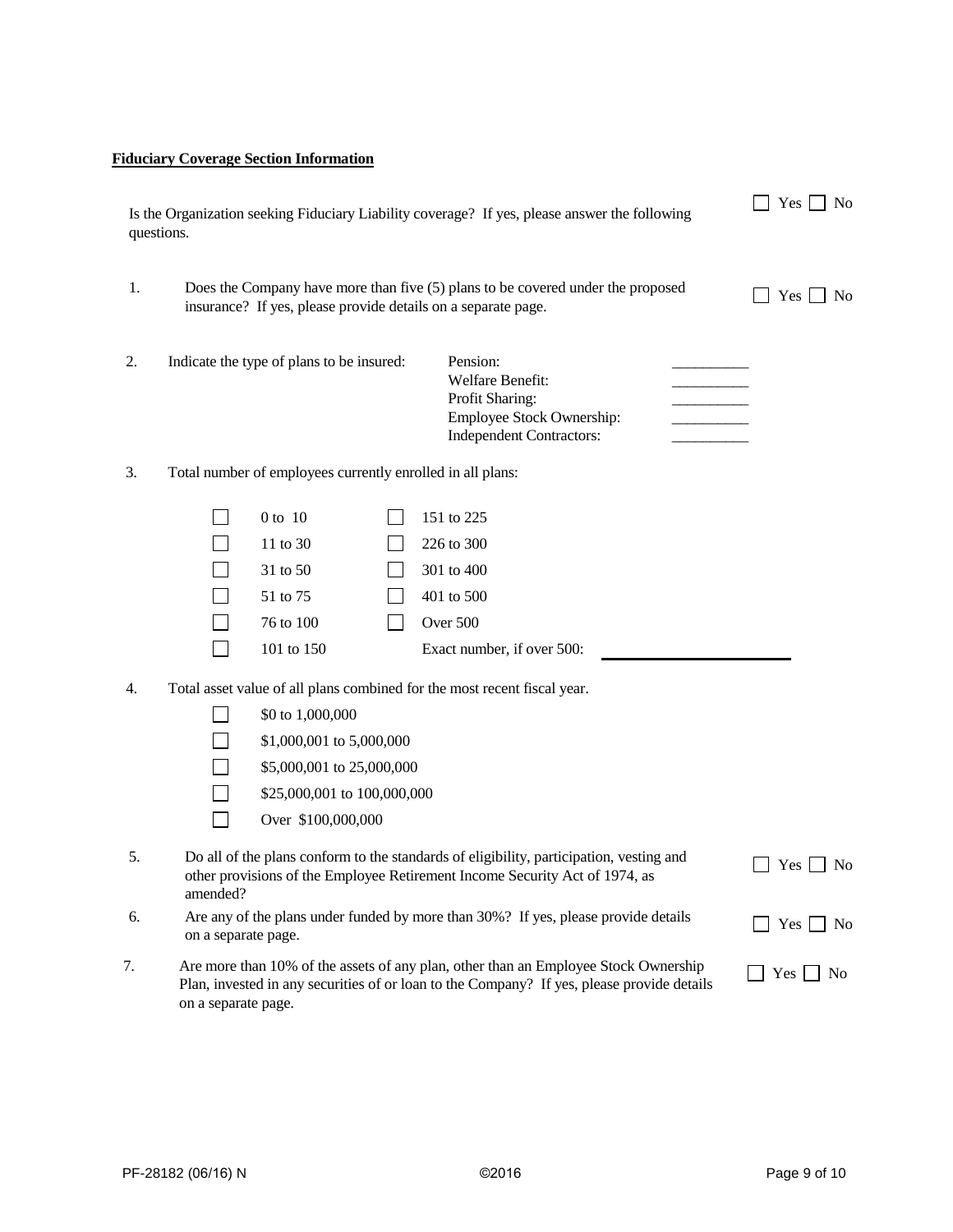**Fiduciary Coverage Section Information**

Is the Organization seeking Fiduciary Liability coverage? If yes, please answer the following questions. ☐ Yes ☐ No

1. Does the Company have more than five (5) plans to be covered under the proposed insurance? If yes, please provide details on a separate page. ☐ Yes ☐ No

2. Indicate the type of plans to be insured:
   - Pension: __________
   - Welfare Benefit: __________
   - Profit Sharing: __________
   - Employee Stock Ownership: __________
   - Independent Contractors: __________

3. Total number of employees currently enrolled in all plans:

| | |
|---|---|
| ☐ 0 to 10 | ☐ 151 to 225 |
| ☐ 11 to 30 | ☐ 226 to 300 |
| ☐ 31 to 50 | ☐ 301 to 400 |
| ☐ 51 to 75 | ☐ 401 to 500 |
| ☐ 76 to 100 | ☐ Over 500 |
| ☐ 101 to 150 | Exact number, if over 500: ____________________ |

4. Total asset value of all plans combined for the most recent fiscal year.
   - ☐ $0 to 1,000,000
   - ☐ $1,000,001 to 5,000,000
   - ☐ $5,000,001 to 25,000,000
   - ☐ $25,000,001 to 100,000,000
   - ☐ Over $100,000,000

5. Do all of the plans conform to the standards of eligibility, participation, vesting and other provisions of the Employee Retirement Income Security Act of 1974, as amended? ☐ Yes ☐ No

6. Are any of the plans under funded by more than 30%? If yes, please provide details on a separate page. ☐ Yes ☐ No

7. Are more than 10% of the assets of any plan, other than an Employee Stock Ownership Plan, invested in any securities of or loan to the Company? If yes, please provide details on a separate page. ☐ Yes ☐ No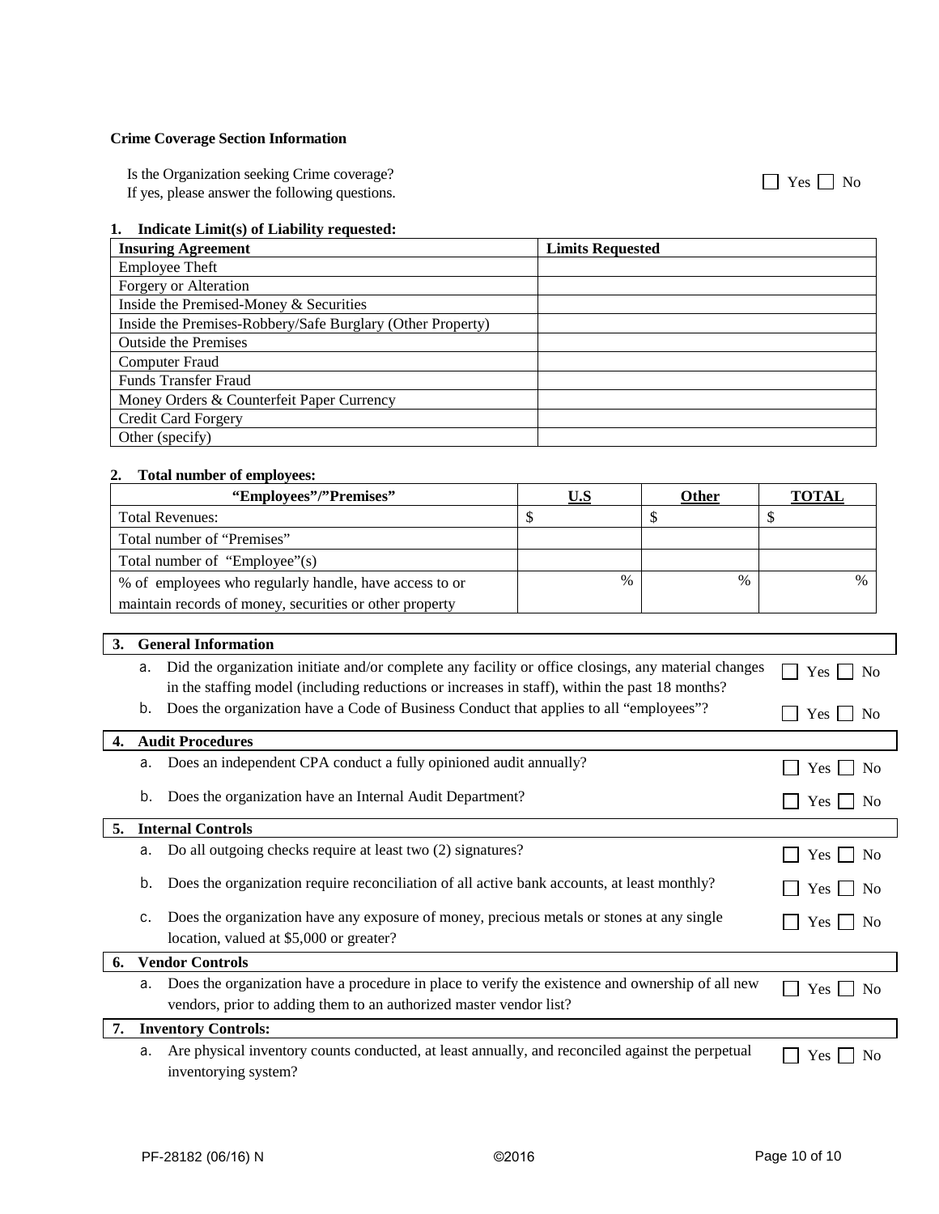**Crime Coverage Section Information**

Is the Organization seeking Crime coverage? ☐ Yes ☐ No
If yes, please answer the following questions.

**1. Indicate Limit(s) of Liability requested:**

| Insuring Agreement | Limits Requested |
|---|---|
| Employee Theft | |
| Forgery or Alteration | |
| Inside the Premised-Money & Securities | |
| Inside the Premises-Robbery/Safe Burglary (Other Property) | |
| Outside the Premises | |
| Computer Fraud | |
| Funds Transfer Fraud | |
| Money Orders & Counterfeit Paper Currency | |
| Credit Card Forgery | |
| Other (specify) | |

**2. Total number of employees:**

| "Employees"/"Premises" | U.S | Other | TOTAL |
|---|---|---|---|
| Total Revenues: | $ | $ | $ |
| Total number of "Premises" | | | |
| Total number of "Employee"(s) | | | |
| % of employees who regularly handle, have access to or maintain records of money, securities or other property | % | % | % |

**3. General Information**

a. Did the organization initiate and/or complete any facility or office closings, any material changes in the staffing model (including reductions or increases in staff), within the past 18 months? ☐ Yes ☐ No

b. Does the organization have a Code of Business Conduct that applies to all "employees"? ☐ Yes ☐ No

**4. Audit Procedures**

a. Does an independent CPA conduct a fully opinioned audit annually? ☐ Yes ☐ No

b. Does the organization have an Internal Audit Department? ☐ Yes ☐ No

**5. Internal Controls**

a. Do all outgoing checks require at least two (2) signatures? ☐ Yes ☐ No

b. Does the organization require reconciliation of all active bank accounts, at least monthly? ☐ Yes ☐ No

c. Does the organization have any exposure of money, precious metals or stones at any single location, valued at $5,000 or greater? ☐ Yes ☐ No

**6. Vendor Controls**

a. Does the organization have a procedure in place to verify the existence and ownership of all new vendors, prior to adding them to an authorized master vendor list? ☐ Yes ☐ No

**7. Inventory Controls:**

a. Are physical inventory counts conducted, at least annually, and reconciled against the perpetual inventorying system? ☐ Yes ☐ No